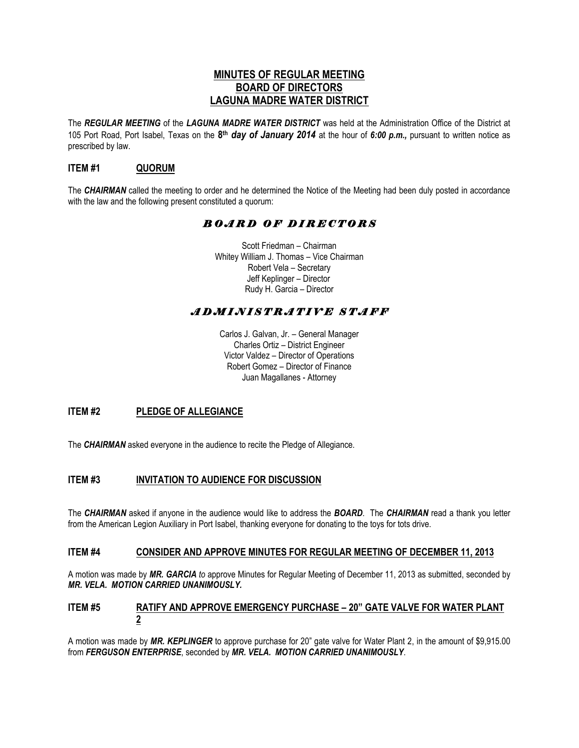# MINUTES OF REGULAR MEETING
# BOARD OF DIRECTORS
# LAGUNA MADRE WATER DISTRICT

The ***REGULAR MEETING*** of the ***LAGUNA MADRE WATER DISTRICT*** was held at the Administration Office of the District at 105 Port Road, Port Isabel, Texas on the **8th** ***day of January 2014*** at the hour of ***6:00 p.m.,*** pursuant to written notice as prescribed by law.

## ITEM #1 QUORUM

The ***CHAIRMAN*** called the meeting to order and he determined the Notice of the Meeting had been duly posted in accordance with the law and the following present constituted a quorum:

### *BOARD OF DIRECTORS*

Scott Friedman – Chairman
Whitey William J. Thomas – Vice Chairman
Robert Vela – Secretary
Jeff Keplinger – Director
Rudy H. Garcia – Director

### *ADMINISTRATIVE STAFF*

Carlos J. Galvan, Jr. – General Manager
Charles Ortiz – District Engineer
Victor Valdez – Director of Operations
Robert Gomez – Director of Finance
Juan Magallanes - Attorney

## ITEM #2 PLEDGE OF ALLEGIANCE

The ***CHAIRMAN*** asked everyone in the audience to recite the Pledge of Allegiance.

## ITEM #3 INVITATION TO AUDIENCE FOR DISCUSSION

The ***CHAIRMAN*** asked if anyone in the audience would like to address the ***BOARD***. The ***CHAIRMAN*** read a thank you letter from the American Legion Auxiliary in Port Isabel, thanking everyone for donating to the toys for tots drive.

## ITEM #4 CONSIDER AND APPROVE MINUTES FOR REGULAR MEETING OF DECEMBER 11, 2013

A motion was made by ***MR. GARCIA*** *to* approve Minutes for Regular Meeting of December 11, 2013 as submitted, seconded by ***MR. VELA. MOTION CARRIED UNANIMOUSLY.***

## ITEM #5 RATIFY AND APPROVE EMERGENCY PURCHASE – 20" GATE VALVE FOR WATER PLANT 2

A motion was made by ***MR. KEPLINGER*** to approve purchase for 20" gate valve for Water Plant 2, in the amount of $9,915.00 from ***FERGUSON ENTERPRISE***, seconded by ***MR. VELA. MOTION CARRIED UNANIMOUSLY***.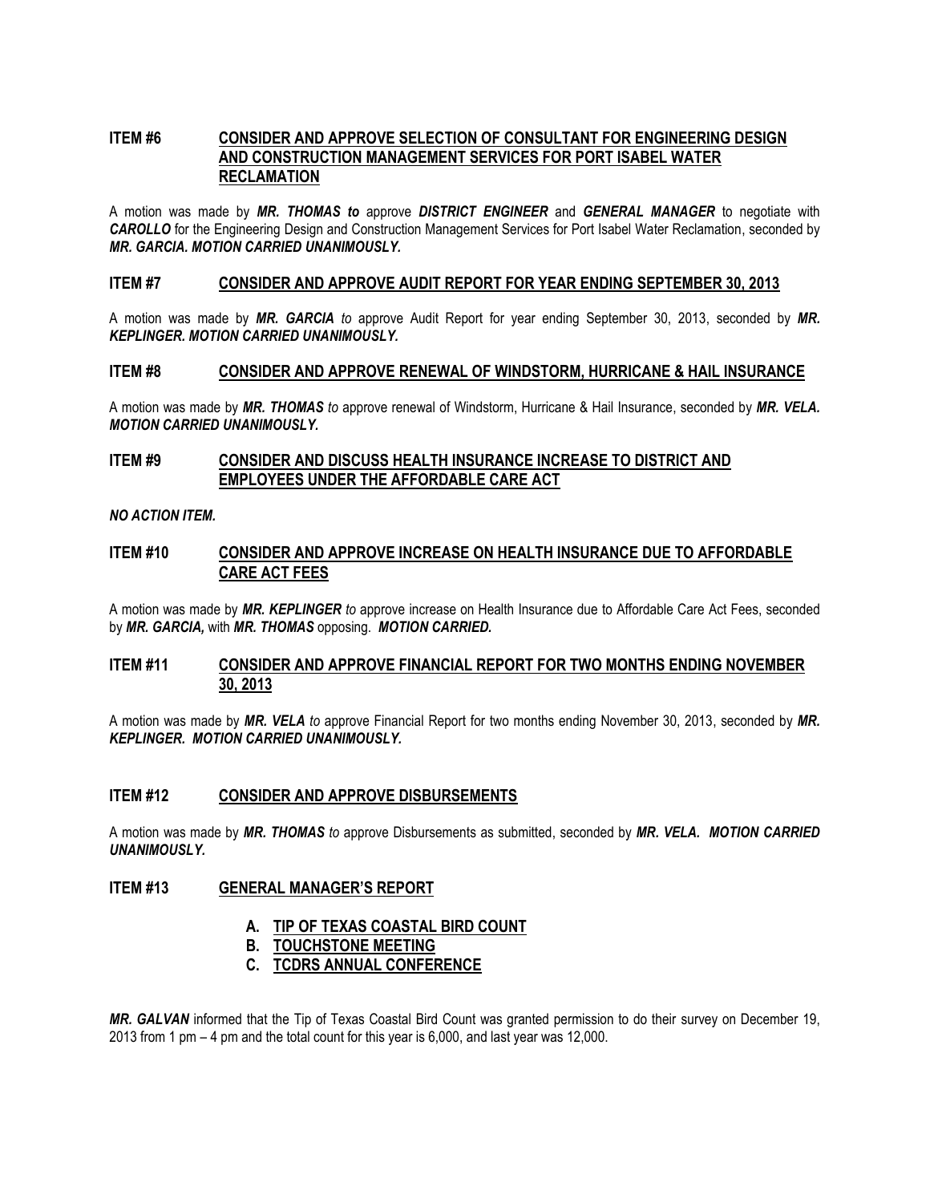## ITEM #6 CONSIDER AND APPROVE SELECTION OF CONSULTANT FOR ENGINEERING DESIGN AND CONSTRUCTION MANAGEMENT SERVICES FOR PORT ISABEL WATER RECLAMATION

A motion was made by ***MR. THOMAS to*** approve ***DISTRICT ENGINEER*** and ***GENERAL MANAGER*** to negotiate with ***CAROLLO*** for the Engineering Design and Construction Management Services for Port Isabel Water Reclamation, seconded by ***MR. GARCIA. MOTION CARRIED UNANIMOUSLY.***

## ITEM #7 CONSIDER AND APPROVE AUDIT REPORT FOR YEAR ENDING SEPTEMBER 30, 2013

A motion was made by ***MR. GARCIA*** *to* approve Audit Report for year ending September 30, 2013, seconded by ***MR. KEPLINGER. MOTION CARRIED UNANIMOUSLY.***

## ITEM #8 CONSIDER AND APPROVE RENEWAL OF WINDSTORM, HURRICANE & HAIL INSURANCE

A motion was made by ***MR. THOMAS*** *to* approve renewal of Windstorm, Hurricane & Hail Insurance, seconded by ***MR. VELA. MOTION CARRIED UNANIMOUSLY.***

## ITEM #9 CONSIDER AND DISCUSS HEALTH INSURANCE INCREASE TO DISTRICT AND EMPLOYEES UNDER THE AFFORDABLE CARE ACT

***NO ACTION ITEM.***

## ITEM #10 CONSIDER AND APPROVE INCREASE ON HEALTH INSURANCE DUE TO AFFORDABLE CARE ACT FEES

A motion was made by ***MR. KEPLINGER*** *to* approve increase on Health Insurance due to Affordable Care Act Fees, seconded by ***MR. GARCIA,*** with ***MR. THOMAS*** opposing. ***MOTION CARRIED.***

## ITEM #11 CONSIDER AND APPROVE FINANCIAL REPORT FOR TWO MONTHS ENDING NOVEMBER 30, 2013

A motion was made by ***MR. VELA*** *to* approve Financial Report for two months ending November 30, 2013, seconded by ***MR. KEPLINGER. MOTION CARRIED UNANIMOUSLY.***

## ITEM #12 CONSIDER AND APPROVE DISBURSEMENTS

A motion was made by ***MR. THOMAS*** *to* approve Disbursements as submitted, seconded by ***MR. VELA. MOTION CARRIED UNANIMOUSLY.***

## ITEM #13 GENERAL MANAGER'S REPORT

- **A. TIP OF TEXAS COASTAL BIRD COUNT**
- **B. TOUCHSTONE MEETING**
- **C. TCDRS ANNUAL CONFERENCE**

***MR. GALVAN*** informed that the Tip of Texas Coastal Bird Count was granted permission to do their survey on December 19, 2013 from 1 pm – 4 pm and the total count for this year is 6,000, and last year was 12,000.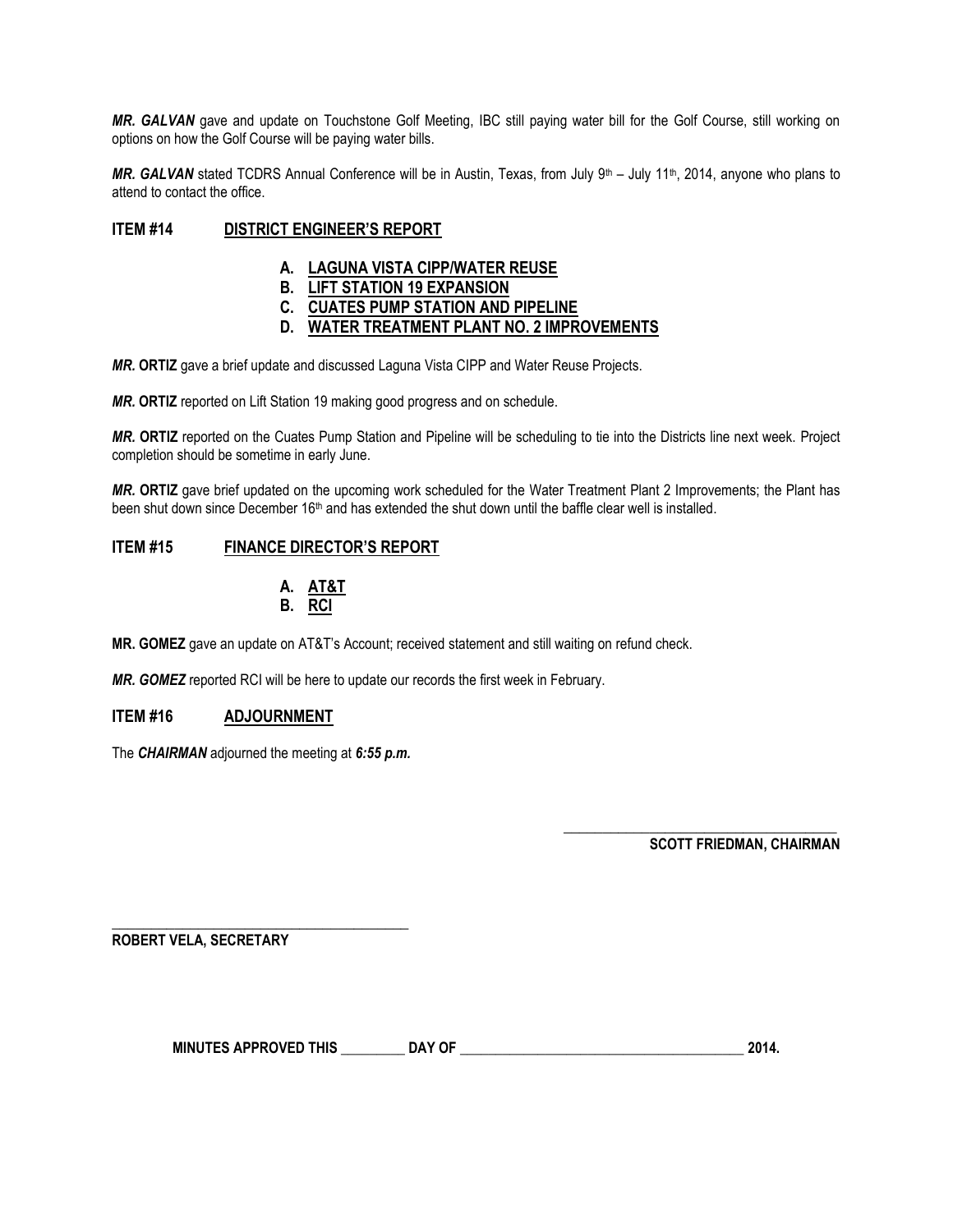***MR. GALVAN*** gave and update on Touchstone Golf Meeting, IBC still paying water bill for the Golf Course, still working on options on how the Golf Course will be paying water bills.

***MR. GALVAN*** stated TCDRS Annual Conference will be in Austin, Texas, from July 9th – July 11th, 2014, anyone who plans to attend to contact the office.

## ITEM #14 DISTRICT ENGINEER'S REPORT

A. **LAGUNA VISTA CIPP/WATER REUSE**
B. **LIFT STATION 19 EXPANSION**
C. **CUATES PUMP STATION AND PIPELINE**
D. **WATER TREATMENT PLANT NO. 2 IMPROVEMENTS**

***MR.* ORTIZ** gave a brief update and discussed Laguna Vista CIPP and Water Reuse Projects.

***MR.* ORTIZ** reported on Lift Station 19 making good progress and on schedule.

***MR.* ORTIZ** reported on the Cuates Pump Station and Pipeline will be scheduling to tie into the Districts line next week. Project completion should be sometime in early June.

***MR.* ORTIZ** gave brief updated on the upcoming work scheduled for the Water Treatment Plant 2 Improvements; the Plant has been shut down since December 16th and has extended the shut down until the baffle clear well is installed.

## ITEM #15 FINANCE DIRECTOR'S REPORT

A. **AT&T**
B. **RCI**

**MR. GOMEZ** gave an update on AT&T's Account; received statement and still waiting on refund check.

***MR. GOMEZ*** reported RCI will be here to update our records the first week in February.

## ITEM #16 ADJOURNMENT

The ***CHAIRMAN*** adjourned the meeting at ***6:55 p.m.***

\_\_\_\_\_\_\_\_\_\_\_\_\_\_\_\_\_\_\_\_\_\_\_\_\_\_\_\_\_\_\_\_\_\_\_\_\_\_\_\_
**SCOTT FRIEDMAN, CHAIRMAN**

\_\_\_\_\_\_\_\_\_\_\_\_\_\_\_\_\_\_\_\_\_\_\_\_\_\_\_\_\_\_\_\_\_\_\_\_\_\_\_\_
**ROBERT VELA, SECRETARY**

**MINUTES APPROVED THIS \_\_\_\_\_\_\_\_\_ DAY OF \_\_\_\_\_\_\_\_\_\_\_\_\_\_\_\_\_\_\_\_\_\_\_\_\_\_\_\_\_\_\_\_\_\_\_\_\_\_\_\_ 2014.**